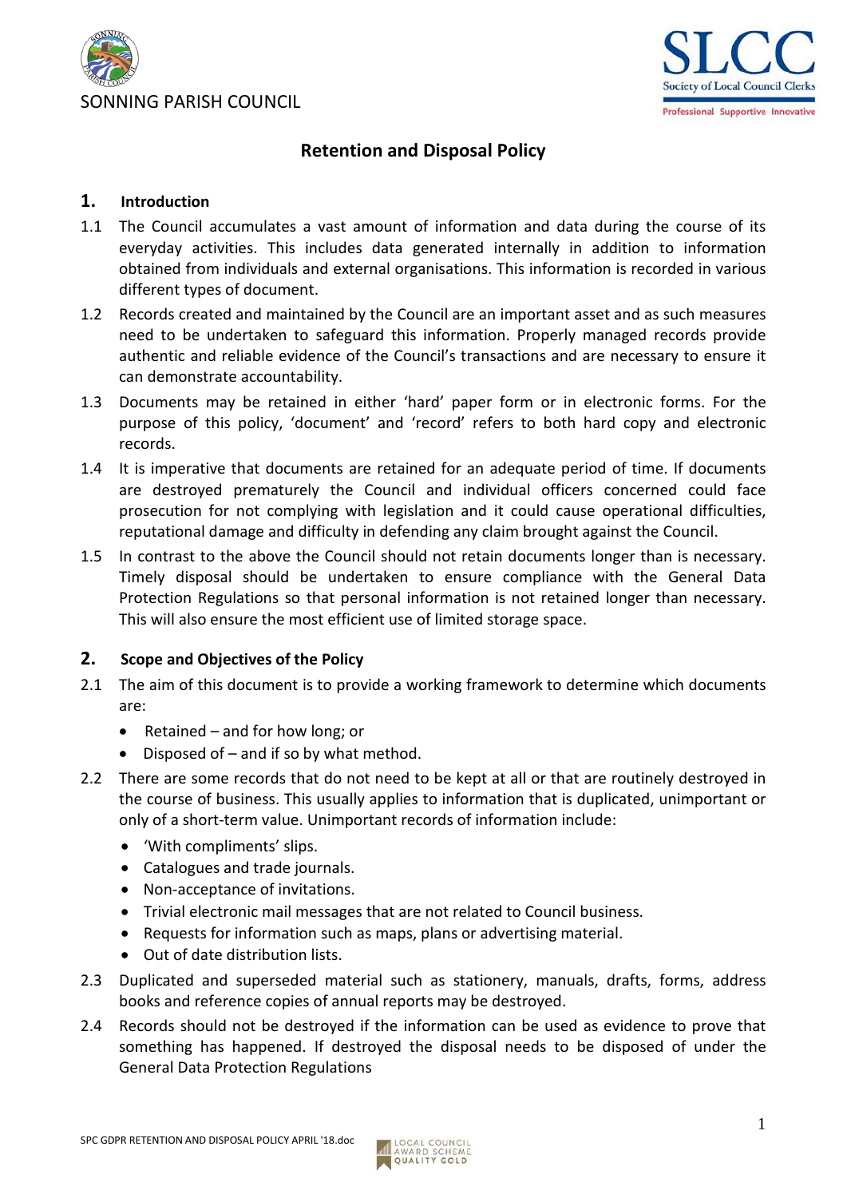SONNING PARISH COUNCIL

# Retention and Disposal Policy

## 1. Introduction

1.1 The Council accumulates a vast amount of information and data during the course of its everyday activities. This includes data generated internally in addition to information obtained from individuals and external organisations. This information is recorded in various different types of document.

1.2 Records created and maintained by the Council are an important asset and as such measures need to be undertaken to safeguard this information. Properly managed records provide authentic and reliable evidence of the Council's transactions and are necessary to ensure it can demonstrate accountability.

1.3 Documents may be retained in either 'hard' paper form or in electronic forms. For the purpose of this policy, 'document' and 'record' refers to both hard copy and electronic records.

1.4 It is imperative that documents are retained for an adequate period of time. If documents are destroyed prematurely the Council and individual officers concerned could face prosecution for not complying with legislation and it could cause operational difficulties, reputational damage and difficulty in defending any claim brought against the Council.

1.5 In contrast to the above the Council should not retain documents longer than is necessary. Timely disposal should be undertaken to ensure compliance with the General Data Protection Regulations so that personal information is not retained longer than necessary. This will also ensure the most efficient use of limited storage space.

## 2. Scope and Objectives of the Policy

2.1 The aim of this document is to provide a working framework to determine which documents are:

- Retained – and for how long; or
- Disposed of – and if so by what method.

2.2 There are some records that do not need to be kept at all or that are routinely destroyed in the course of business. This usually applies to information that is duplicated, unimportant or only of a short-term value. Unimportant records of information include:

- 'With compliments' slips.
- Catalogues and trade journals.
- Non-acceptance of invitations.
- Trivial electronic mail messages that are not related to Council business.
- Requests for information such as maps, plans or advertising material.
- Out of date distribution lists.

2.3 Duplicated and superseded material such as stationery, manuals, drafts, forms, address books and reference copies of annual reports may be destroyed.

2.4 Records should not be destroyed if the information can be used as evidence to prove that something has happened. If destroyed the disposal needs to be disposed of under the General Data Protection Regulations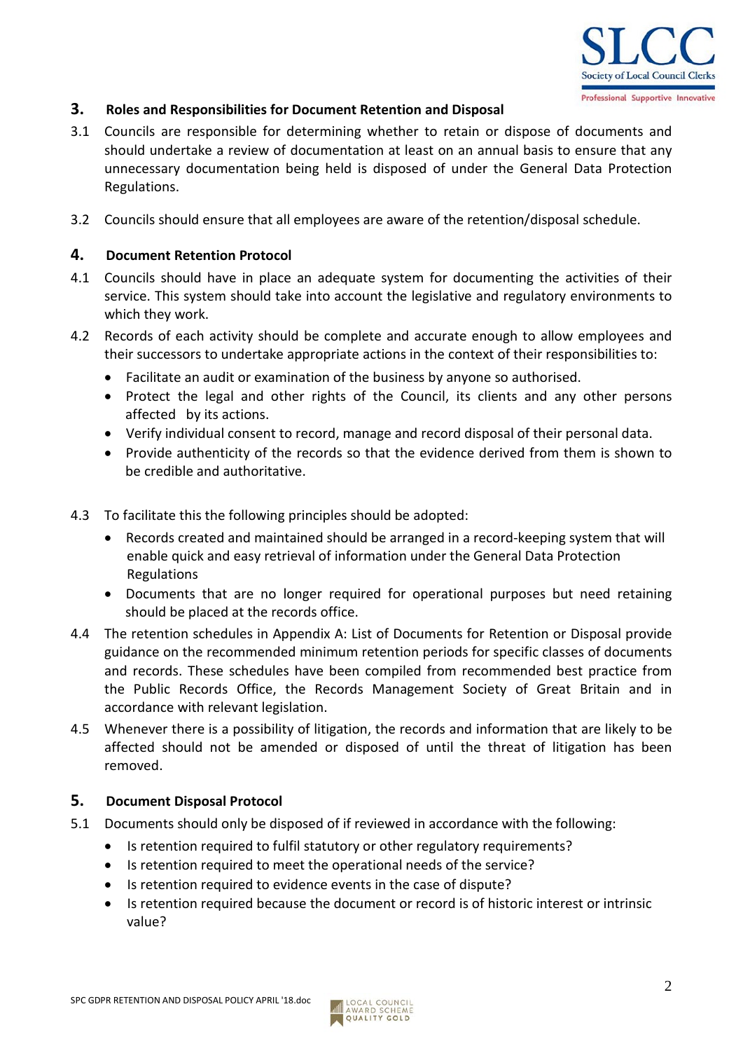## 3. Roles and Responsibilities for Document Retention and Disposal

3.1 Councils are responsible for determining whether to retain or dispose of documents and should undertake a review of documentation at least on an annual basis to ensure that any unnecessary documentation being held is disposed of under the General Data Protection Regulations.

3.2 Councils should ensure that all employees are aware of the retention/disposal schedule.

## 4. Document Retention Protocol

4.1 Councils should have in place an adequate system for documenting the activities of their service. This system should take into account the legislative and regulatory environments to which they work.

4.2 Records of each activity should be complete and accurate enough to allow employees and their successors to undertake appropriate actions in the context of their responsibilities to:

- Facilitate an audit or examination of the business by anyone so authorised.
- Protect the legal and other rights of the Council, its clients and any other persons affected by its actions.
- Verify individual consent to record, manage and record disposal of their personal data.
- Provide authenticity of the records so that the evidence derived from them is shown to be credible and authoritative.

4.3 To facilitate this the following principles should be adopted:

- Records created and maintained should be arranged in a record-keeping system that will enable quick and easy retrieval of information under the General Data Protection Regulations
- Documents that are no longer required for operational purposes but need retaining should be placed at the records office.

4.4 The retention schedules in Appendix A: List of Documents for Retention or Disposal provide guidance on the recommended minimum retention periods for specific classes of documents and records. These schedules have been compiled from recommended best practice from the Public Records Office, the Records Management Society of Great Britain and in accordance with relevant legislation.

4.5 Whenever there is a possibility of litigation, the records and information that are likely to be affected should not be amended or disposed of until the threat of litigation has been removed.

## 5. Document Disposal Protocol

5.1 Documents should only be disposed of if reviewed in accordance with the following:

- Is retention required to fulfil statutory or other regulatory requirements?
- Is retention required to meet the operational needs of the service?
- Is retention required to evidence events in the case of dispute?
- Is retention required because the document or record is of historic interest or intrinsic value?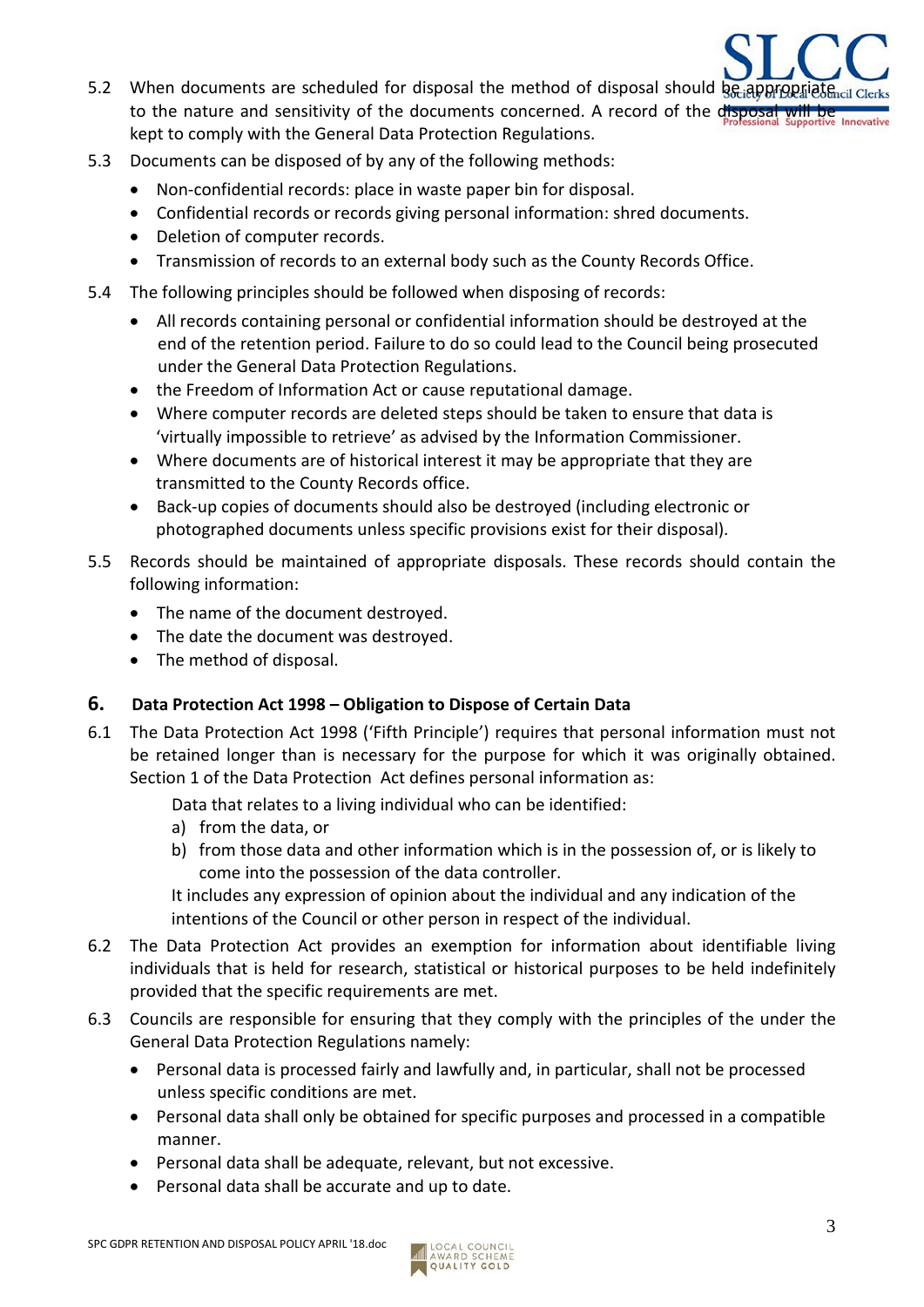5.2 When documents are scheduled for disposal the method of disposal should be appropriate to the nature and sensitivity of the documents concerned. A record of the disposal will be kept to comply with the General Data Protection Regulations.

5.3 Documents can be disposed of by any of the following methods:

- Non-confidential records: place in waste paper bin for disposal.
- Confidential records or records giving personal information: shred documents.
- Deletion of computer records.
- Transmission of records to an external body such as the County Records Office.

5.4 The following principles should be followed when disposing of records:

- All records containing personal or confidential information should be destroyed at the end of the retention period. Failure to do so could lead to the Council being prosecuted under the General Data Protection Regulations.
- the Freedom of Information Act or cause reputational damage.
- Where computer records are deleted steps should be taken to ensure that data is 'virtually impossible to retrieve' as advised by the Information Commissioner.
- Where documents are of historical interest it may be appropriate that they are transmitted to the County Records office.
- Back-up copies of documents should also be destroyed (including electronic or photographed documents unless specific provisions exist for their disposal).

5.5 Records should be maintained of appropriate disposals. These records should contain the following information:

- The name of the document destroyed.
- The date the document was destroyed.
- The method of disposal.

## 6. Data Protection Act 1998 – Obligation to Dispose of Certain Data

6.1 The Data Protection Act 1998 ('Fifth Principle') requires that personal information must not be retained longer than is necessary for the purpose for which it was originally obtained. Section 1 of the Data Protection Act defines personal information as:

Data that relates to a living individual who can be identified:

a) from the data, or
b) from those data and other information which is in the possession of, or is likely to come into the possession of the data controller.

It includes any expression of opinion about the individual and any indication of the intentions of the Council or other person in respect of the individual.

6.2 The Data Protection Act provides an exemption for information about identifiable living individuals that is held for research, statistical or historical purposes to be held indefinitely provided that the specific requirements are met.

6.3 Councils are responsible for ensuring that they comply with the principles of the under the General Data Protection Regulations namely:

- Personal data is processed fairly and lawfully and, in particular, shall not be processed unless specific conditions are met.
- Personal data shall only be obtained for specific purposes and processed in a compatible manner.
- Personal data shall be adequate, relevant, but not excessive.
- Personal data shall be accurate and up to date.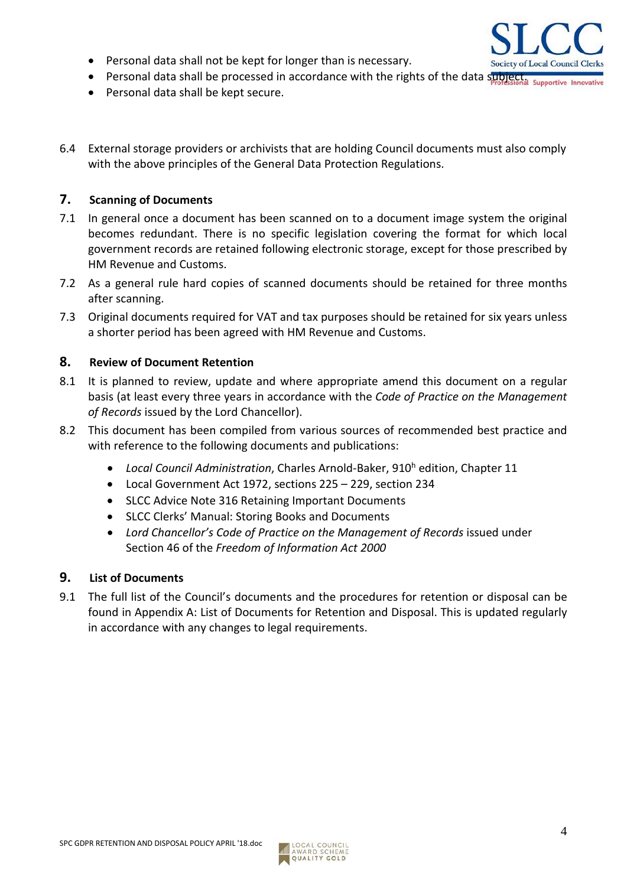- Personal data shall not be kept for longer than is necessary.
- Personal data shall be processed in accordance with the rights of the data subject.
- Personal data shall be kept secure.

6.4 External storage providers or archivists that are holding Council documents must also comply with the above principles of the General Data Protection Regulations.

## 7. Scanning of Documents

7.1 In general once a document has been scanned on to a document image system the original becomes redundant. There is no specific legislation covering the format for which local government records are retained following electronic storage, except for those prescribed by HM Revenue and Customs.

7.2 As a general rule hard copies of scanned documents should be retained for three months after scanning.

7.3 Original documents required for VAT and tax purposes should be retained for six years unless a shorter period has been agreed with HM Revenue and Customs.

## 8. Review of Document Retention

8.1 It is planned to review, update and where appropriate amend this document on a regular basis (at least every three years in accordance with the *Code of Practice on the Management of Records* issued by the Lord Chancellor).

8.2 This document has been compiled from various sources of recommended best practice and with reference to the following documents and publications:

- *Local Council Administration*, Charles Arnold-Baker, 910h edition, Chapter 11
- Local Government Act 1972, sections 225 – 229, section 234
- SLCC Advice Note 316 Retaining Important Documents
- SLCC Clerks' Manual: Storing Books and Documents
- *Lord Chancellor's Code of Practice on the Management of Records* issued under Section 46 of the *Freedom of Information Act 2000*

## 9. List of Documents

9.1 The full list of the Council's documents and the procedures for retention or disposal can be found in Appendix A: List of Documents for Retention and Disposal. This is updated regularly in accordance with any changes to legal requirements.